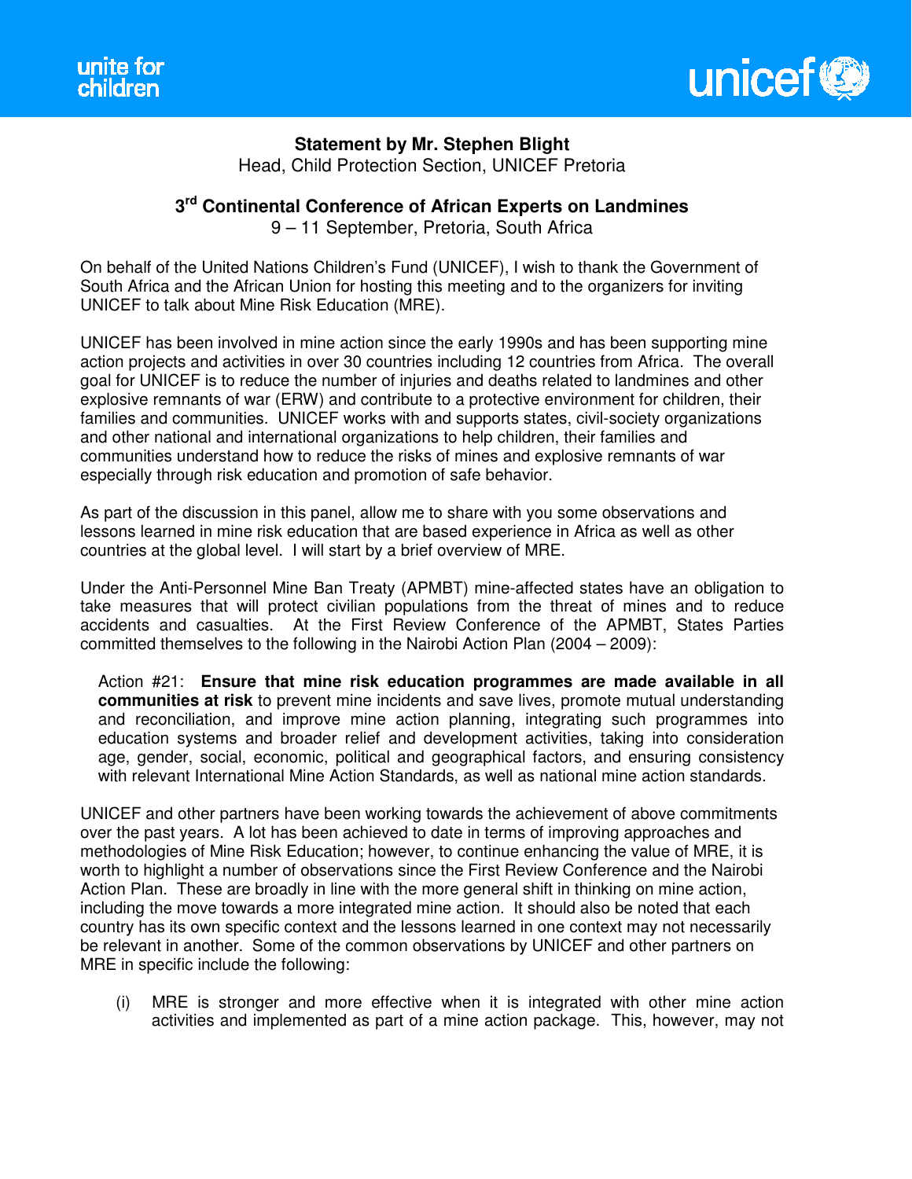unite for children

unicef

**Statement by Mr. Stephen Blight**

Head, Child Protection Section, UNICEF Pretoria

**3rd Continental Conference of African Experts on Landmines**

9 – 11 September, Pretoria, South Africa

On behalf of the United Nations Children's Fund (UNICEF), I wish to thank the Government of South Africa and the African Union for hosting this meeting and to the organizers for inviting UNICEF to talk about Mine Risk Education (MRE).

UNICEF has been involved in mine action since the early 1990s and has been supporting mine action projects and activities in over 30 countries including 12 countries from Africa. The overall goal for UNICEF is to reduce the number of injuries and deaths related to landmines and other explosive remnants of war (ERW) and contribute to a protective environment for children, their families and communities. UNICEF works with and supports states, civil-society organizations and other national and international organizations to help children, their families and communities understand how to reduce the risks of mines and explosive remnants of war especially through risk education and promotion of safe behavior.

As part of the discussion in this panel, allow me to share with you some observations and lessons learned in mine risk education that are based experience in Africa as well as other countries at the global level. I will start by a brief overview of MRE.

Under the Anti-Personnel Mine Ban Treaty (APMBT) mine-affected states have an obligation to take measures that will protect civilian populations from the threat of mines and to reduce accidents and casualties. At the First Review Conference of the APMBT, States Parties committed themselves to the following in the Nairobi Action Plan (2004 – 2009):

> Action #21: **Ensure that mine risk education programmes are made available in all communities at risk** to prevent mine incidents and save lives, promote mutual understanding and reconciliation, and improve mine action planning, integrating such programmes into education systems and broader relief and development activities, taking into consideration age, gender, social, economic, political and geographical factors, and ensuring consistency with relevant International Mine Action Standards, as well as national mine action standards.

UNICEF and other partners have been working towards the achievement of above commitments over the past years. A lot has been achieved to date in terms of improving approaches and methodologies of Mine Risk Education; however, to continue enhancing the value of MRE, it is worth to highlight a number of observations since the First Review Conference and the Nairobi Action Plan. These are broadly in line with the more general shift in thinking on mine action, including the move towards a more integrated mine action. It should also be noted that each country has its own specific context and the lessons learned in one context may not necessarily be relevant in another. Some of the common observations by UNICEF and other partners on MRE in specific include the following:

(i) MRE is stronger and more effective when it is integrated with other mine action activities and implemented as part of a mine action package. This, however, may not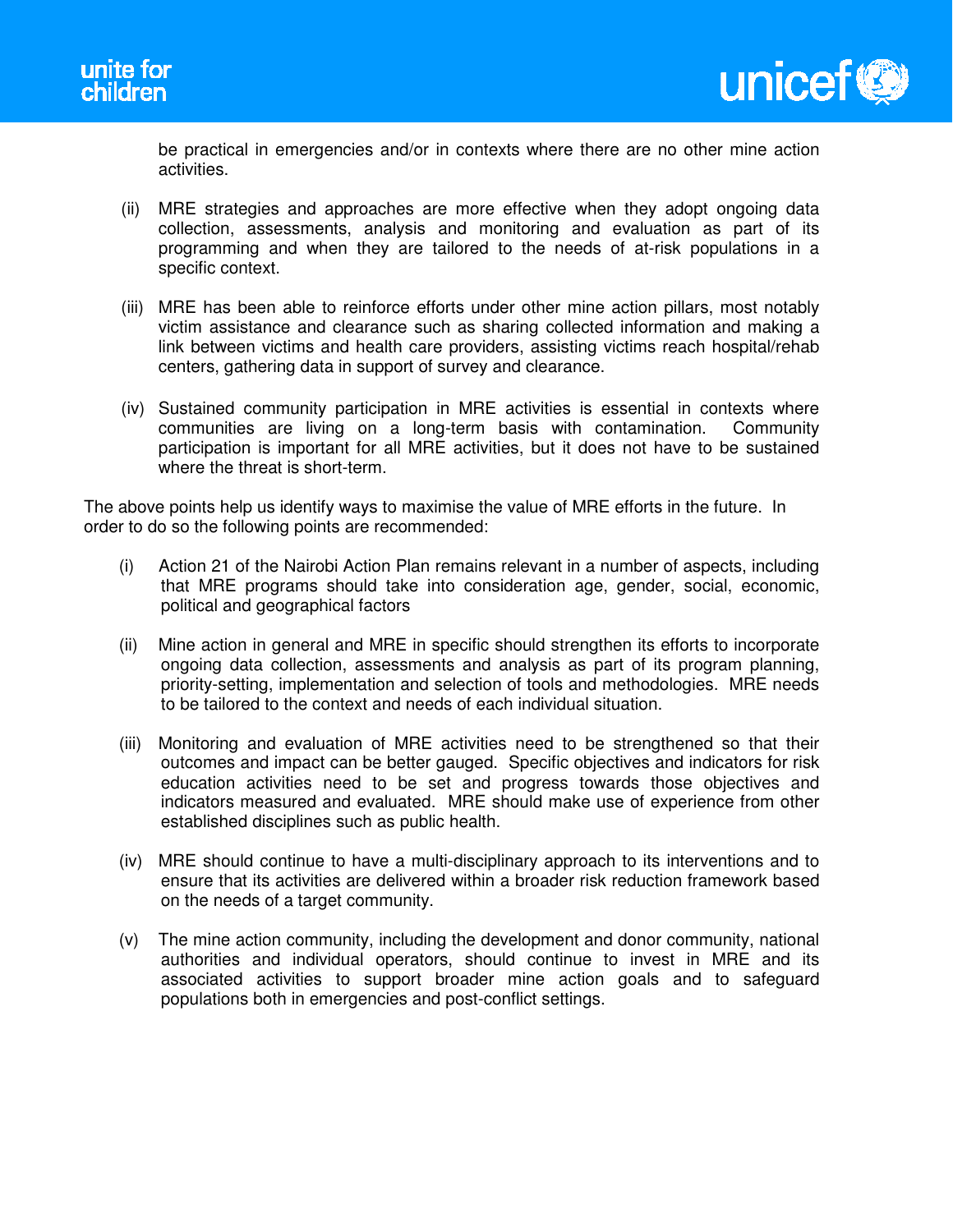be practical in emergencies and/or in contexts where there are no other mine action activities.

(ii) MRE strategies and approaches are more effective when they adopt ongoing data collection, assessments, analysis and monitoring and evaluation as part of its programming and when they are tailored to the needs of at-risk populations in a specific context.

(iii) MRE has been able to reinforce efforts under other mine action pillars, most notably victim assistance and clearance such as sharing collected information and making a link between victims and health care providers, assisting victims reach hospital/rehab centers, gathering data in support of survey and clearance.

(iv) Sustained community participation in MRE activities is essential in contexts where communities are living on a long-term basis with contamination. Community participation is important for all MRE activities, but it does not have to be sustained where the threat is short-term.

The above points help us identify ways to maximise the value of MRE efforts in the future. In order to do so the following points are recommended:

(i) Action 21 of the Nairobi Action Plan remains relevant in a number of aspects, including that MRE programs should take into consideration age, gender, social, economic, political and geographical factors

(ii) Mine action in general and MRE in specific should strengthen its efforts to incorporate ongoing data collection, assessments and analysis as part of its program planning, priority-setting, implementation and selection of tools and methodologies. MRE needs to be tailored to the context and needs of each individual situation.

(iii) Monitoring and evaluation of MRE activities need to be strengthened so that their outcomes and impact can be better gauged. Specific objectives and indicators for risk education activities need to be set and progress towards those objectives and indicators measured and evaluated. MRE should make use of experience from other established disciplines such as public health.

(iv) MRE should continue to have a multi-disciplinary approach to its interventions and to ensure that its activities are delivered within a broader risk reduction framework based on the needs of a target community.

(v) The mine action community, including the development and donor community, national authorities and individual operators, should continue to invest in MRE and its associated activities to support broader mine action goals and to safeguard populations both in emergencies and post-conflict settings.